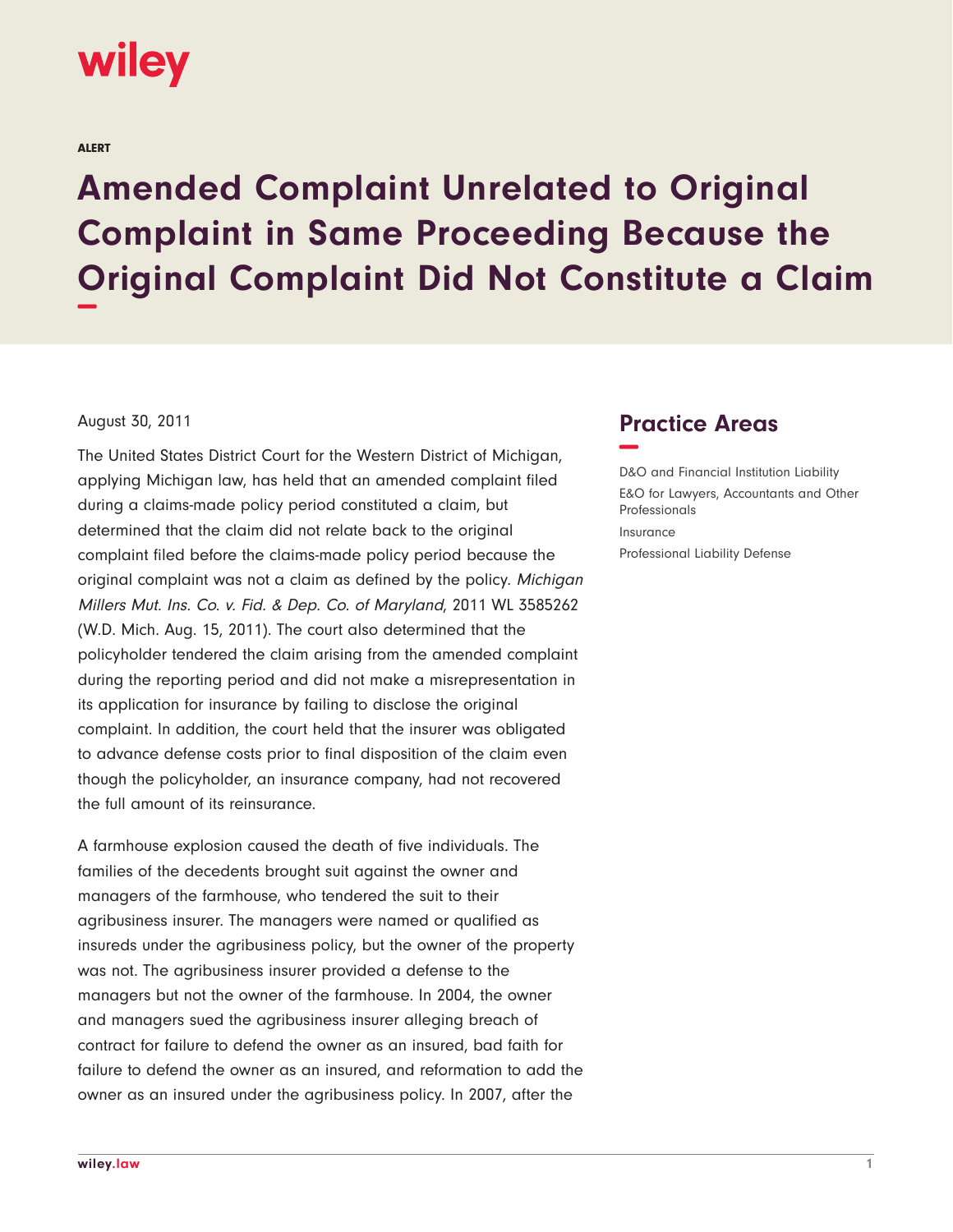ALERT

# Amended Complaint Unrelated to Original Complaint in Same Proceeding Because the Original Complaint Did Not Constitute a Claim

August 30, 2011

The United States District Court for the Western District of Michigan, applying Michigan law, has held that an amended complaint filed during a claims-made policy period constituted a claim, but determined that the claim did not relate back to the original complaint filed before the claims-made policy period because the original complaint was not a claim as defined by the policy. *Michigan Millers Mut. Ins. Co. v. Fid. & Dep. Co. of Maryland*, 2011 WL 3585262 (W.D. Mich. Aug. 15, 2011). The court also determined that the policyholder tendered the claim arising from the amended complaint during the reporting period and did not make a misrepresentation in its application for insurance by failing to disclose the original complaint. In addition, the court held that the insurer was obligated to advance defense costs prior to final disposition of the claim even though the policyholder, an insurance company, had not recovered the full amount of its reinsurance.

A farmhouse explosion caused the death of five individuals. The families of the decedents brought suit against the owner and managers of the farmhouse, who tendered the suit to their agribusiness insurer. The managers were named or qualified as insureds under the agribusiness policy, but the owner of the property was not. The agribusiness insurer provided a defense to the managers but not the owner of the farmhouse. In 2004, the owner and managers sued the agribusiness insurer alleging breach of contract for failure to defend the owner as an insured, bad faith for failure to defend the owner as an insured, and reformation to add the owner as an insured under the agribusiness policy. In 2007, after the

## Practice Areas

D&O and Financial Institution Liability

E&O for Lawyers, Accountants and Other Professionals

Insurance

Professional Liability Defense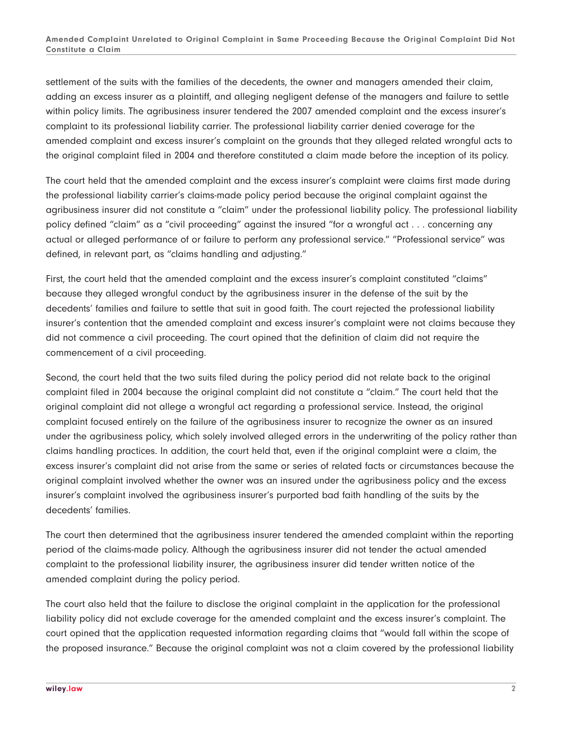settlement of the suits with the families of the decedents, the owner and managers amended their claim, adding an excess insurer as a plaintiff, and alleging negligent defense of the managers and failure to settle within policy limits. The agribusiness insurer tendered the 2007 amended complaint and the excess insurer's complaint to its professional liability carrier. The professional liability carrier denied coverage for the amended complaint and excess insurer's complaint on the grounds that they alleged related wrongful acts to the original complaint filed in 2004 and therefore constituted a claim made before the inception of its policy.

The court held that the amended complaint and the excess insurer's complaint were claims first made during the professional liability carrier's claims-made policy period because the original complaint against the agribusiness insurer did not constitute a "claim" under the professional liability policy. The professional liability policy defined "claim" as a "civil proceeding" against the insured "for a wrongful act . . . concerning any actual or alleged performance of or failure to perform any professional service." "Professional service" was defined, in relevant part, as "claims handling and adjusting."

First, the court held that the amended complaint and the excess insurer's complaint constituted "claims" because they alleged wrongful conduct by the agribusiness insurer in the defense of the suit by the decedents' families and failure to settle that suit in good faith. The court rejected the professional liability insurer's contention that the amended complaint and excess insurer's complaint were not claims because they did not commence a civil proceeding. The court opined that the definition of claim did not require the commencement of a civil proceeding.

Second, the court held that the two suits filed during the policy period did not relate back to the original complaint filed in 2004 because the original complaint did not constitute a "claim." The court held that the original complaint did not allege a wrongful act regarding a professional service. Instead, the original complaint focused entirely on the failure of the agribusiness insurer to recognize the owner as an insured under the agribusiness policy, which solely involved alleged errors in the underwriting of the policy rather than claims handling practices. In addition, the court held that, even if the original complaint were a claim, the excess insurer's complaint did not arise from the same or series of related facts or circumstances because the original complaint involved whether the owner was an insured under the agribusiness policy and the excess insurer's complaint involved the agribusiness insurer's purported bad faith handling of the suits by the decedents' families.

The court then determined that the agribusiness insurer tendered the amended complaint within the reporting period of the claims-made policy. Although the agribusiness insurer did not tender the actual amended complaint to the professional liability insurer, the agribusiness insurer did tender written notice of the amended complaint during the policy period.

The court also held that the failure to disclose the original complaint in the application for the professional liability policy did not exclude coverage for the amended complaint and the excess insurer's complaint. The court opined that the application requested information regarding claims that "would fall within the scope of the proposed insurance." Because the original complaint was not a claim covered by the professional liability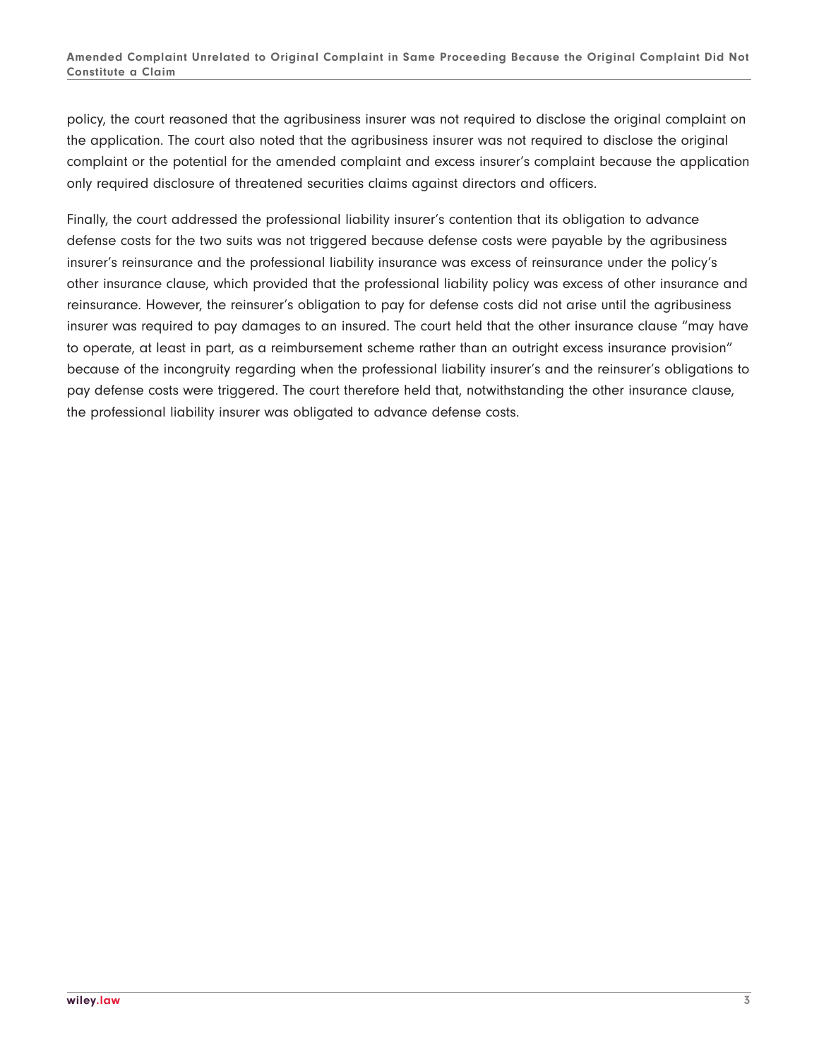policy, the court reasoned that the agribusiness insurer was not required to disclose the original complaint on the application. The court also noted that the agribusiness insurer was not required to disclose the original complaint or the potential for the amended complaint and excess insurer's complaint because the application only required disclosure of threatened securities claims against directors and officers.

Finally, the court addressed the professional liability insurer's contention that its obligation to advance defense costs for the two suits was not triggered because defense costs were payable by the agribusiness insurer's reinsurance and the professional liability insurance was excess of reinsurance under the policy's other insurance clause, which provided that the professional liability policy was excess of other insurance and reinsurance. However, the reinsurer's obligation to pay for defense costs did not arise until the agribusiness insurer was required to pay damages to an insured. The court held that the other insurance clause "may have to operate, at least in part, as a reimbursement scheme rather than an outright excess insurance provision" because of the incongruity regarding when the professional liability insurer's and the reinsurer's obligations to pay defense costs were triggered. The court therefore held that, notwithstanding the other insurance clause, the professional liability insurer was obligated to advance defense costs.